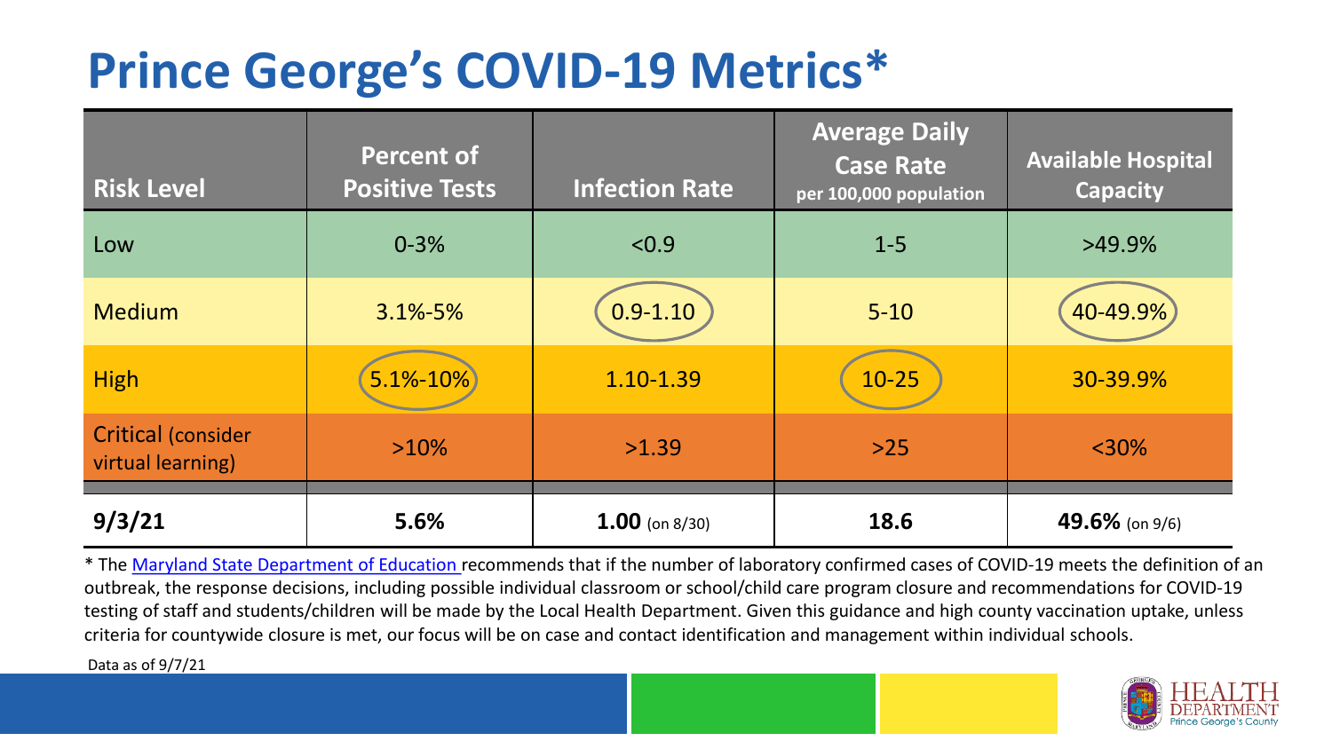# Prince George's COVID-19 Metrics*

| Risk Level | Percent of Positive Tests | Infection Rate | Average Daily Case Rate per 100,000 population | Available Hospital Capacity |
|---|---|---|---|---|
| Low | 0-3% | <0.9 | 1-5 | >49.9% |
| Medium | 3.1%-5% | 0.9-1.10 | 5-10 | 40-49.9% |
| High | 5.1%-10% | 1.10-1.39 | 10-25 | 30-39.9% |
| Critical (consider virtual learning) | >10% | >1.39 | >25 | <30% |
| **9/3/21** | **5.6%** | **1.00** (on 8/30) | **18.6** | **49.6%** (on 9/6) |

* The Maryland State Department of Education recommends that if the number of laboratory confirmed cases of COVID-19 meets the definition of an outbreak, the response decisions, including possible individual classroom or school/child care program closure and recommendations for COVID-19 testing of staff and students/children will be made by the Local Health Department. Given this guidance and high county vaccination uptake, unless criteria for countywide closure is met, our focus will be on case and contact identification and management within individual schools.

Data as of 9/7/21

HEALTH DEPARTMENT Prince George's County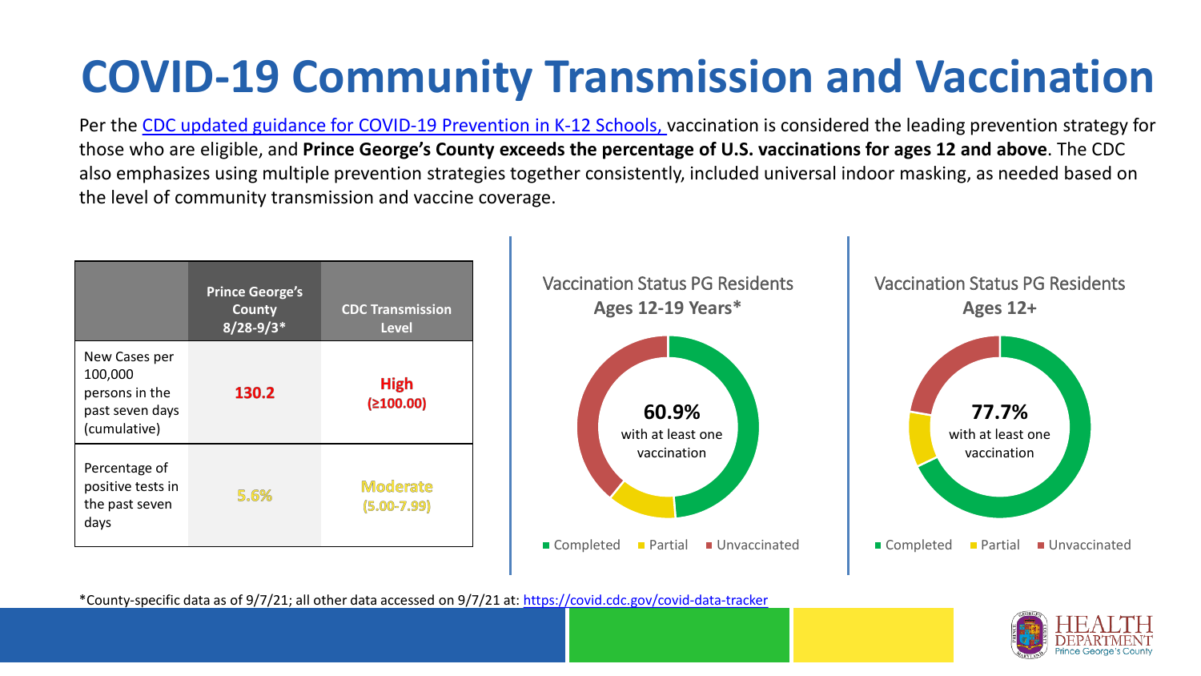# COVID-19 Community Transmission and Vaccination

Per the CDC updated guidance for COVID-19 Prevention in K-12 Schools, vaccination is considered the leading prevention strategy for those who are eligible, and **Prince George's County exceeds the percentage of U.S. vaccinations for ages 12 and above**. The CDC also emphasizes using multiple prevention strategies together consistently, included universal indoor masking, as needed based on the level of community transmission and vaccine coverage.

| | Prince George's County 8/28-9/3* | CDC Transmission Level |
|---|---|---|
| New Cases per 100,000 persons in the past seven days (cumulative) | 130.2 | High (≥100.00) |
| Percentage of positive tests in the past seven days | 5.6% | Moderate (5.00-7.99) |

Vaccination Status PG Residents **Ages 12-19 Years***

**60.9%** with at least one vaccination

Completed | Partial | Unvaccinated

Vaccination Status PG Residents **Ages 12+**

**77.7%** with at least one vaccination

Completed | Partial | Unvaccinated

*County-specific data as of 9/7/21; all other data accessed on 9/7/21 at: https://covid.cdc.gov/covid-data-tracker

HEALTH DEPARTMENT Prince George's County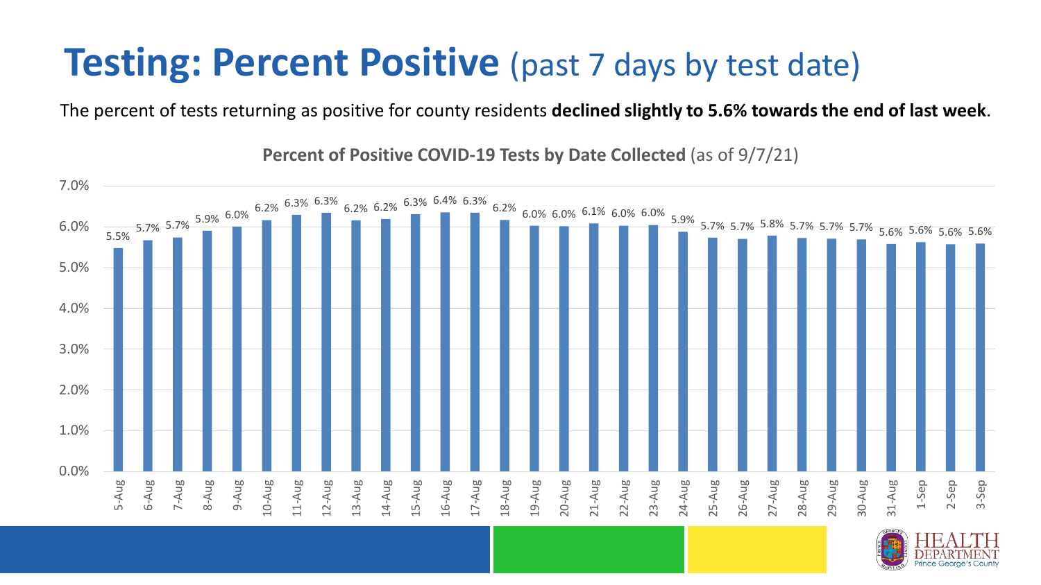# Testing: Percent Positive (past 7 days by test date)

The percent of tests returning as positive for county residents **declined slightly to 5.6% towards the end of last week**.

**Percent of Positive COVID-19 Tests by Date Collected** (as of 9/7/21)

| Date | Percent Positive |
|---|---|
| 5-Aug | 5.5% |
| 6-Aug | 5.7% |
| 7-Aug | 5.7% |
| 8-Aug | 5.9% |
| 9-Aug | 6.0% |
| 10-Aug | 6.2% |
| 11-Aug | 6.3% |
| 12-Aug | 6.3% |
| 13-Aug | 6.2% |
| 14-Aug | 6.2% |
| 15-Aug | 6.3% |
| 16-Aug | 6.4% |
| 17-Aug | 6.3% |
| 18-Aug | 6.2% |
| 19-Aug | 6.0% |
| 20-Aug | 6.0% |
| 21-Aug | 6.1% |
| 22-Aug | 6.0% |
| 23-Aug | 6.0% |
| 24-Aug | 5.9% |
| 25-Aug | 5.7% |
| 26-Aug | 5.7% |
| 27-Aug | 5.8% |
| 28-Aug | 5.7% |
| 29-Aug | 5.7% |
| 30-Aug | 5.7% |
| 31-Aug | 5.6% |
| 1-Sep | 5.6% |
| 2-Sep | 5.6% |
| 3-Sep | 5.6% |

HEALTH DEPARTMENT Prince George's County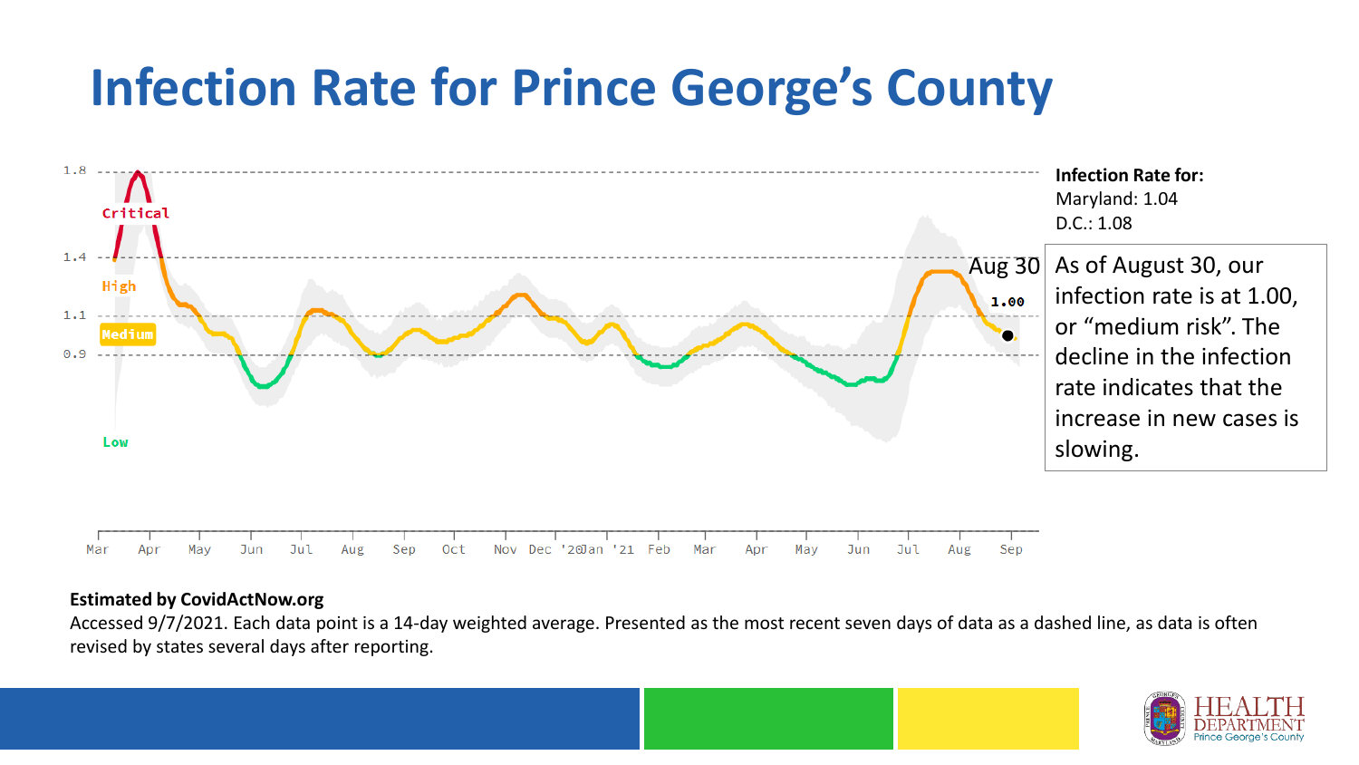# Infection Rate for Prince George's County

**Infection Rate for:**
Maryland: 1.04
D.C.: 1.08

As of August 30, our infection rate is at 1.00, or "medium risk". The decline in the infection rate indicates that the increase in new cases is slowing.

**Estimated by CovidActNow.org**

Accessed 9/7/2021. Each data point is a 14-day weighted average. Presented as the most recent seven days of data as a dashed line, as data is often revised by states several days after reporting.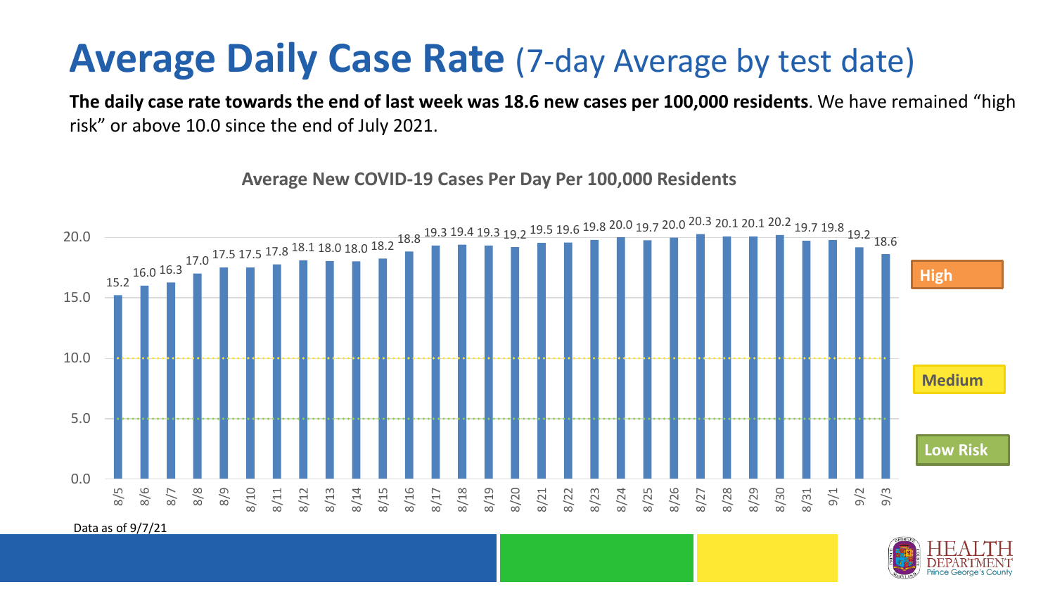# Average Daily Case Rate (7-day Average by test date)

**The daily case rate towards the end of last week was 18.6 new cases per 100,000 residents**. We have remained "high risk" or above 10.0 since the end of July 2021.

**Average New COVID-19 Cases Per Day Per 100,000 Residents**

| Date | Cases per 100,000 |
|---|---|
| 8/5 | 15.2 |
| 8/6 | 16.0 |
| 8/7 | 16.3 |
| 8/8 | 17.0 |
| 8/9 | 17.5 |
| 8/10 | 17.5 |
| 8/11 | 17.8 |
| 8/12 | 18.1 |
| 8/13 | 18.0 |
| 8/14 | 18.0 |
| 8/15 | 18.2 |
| 8/16 | 18.8 |
| 8/17 | 19.3 |
| 8/18 | 19.4 |
| 8/19 | 19.3 |
| 8/20 | 19.2 |
| 8/21 | 19.5 |
| 8/22 | 19.6 |
| 8/23 | 19.8 |
| 8/24 | 20.0 |
| 8/25 | 19.7 |
| 8/26 | 20.0 |
| 8/27 | 20.3 |
| 8/28 | 20.1 |
| 8/29 | 20.1 |
| 8/30 | 20.2 |
| 8/31 | 19.7 |
| 9/1 | 19.8 |
| 9/2 | 19.2 |
| 9/3 | 18.6 |

Risk levels: High (above 10.0), Medium (5.0–10.0), Low Risk (below 5.0)

Data as of 9/7/21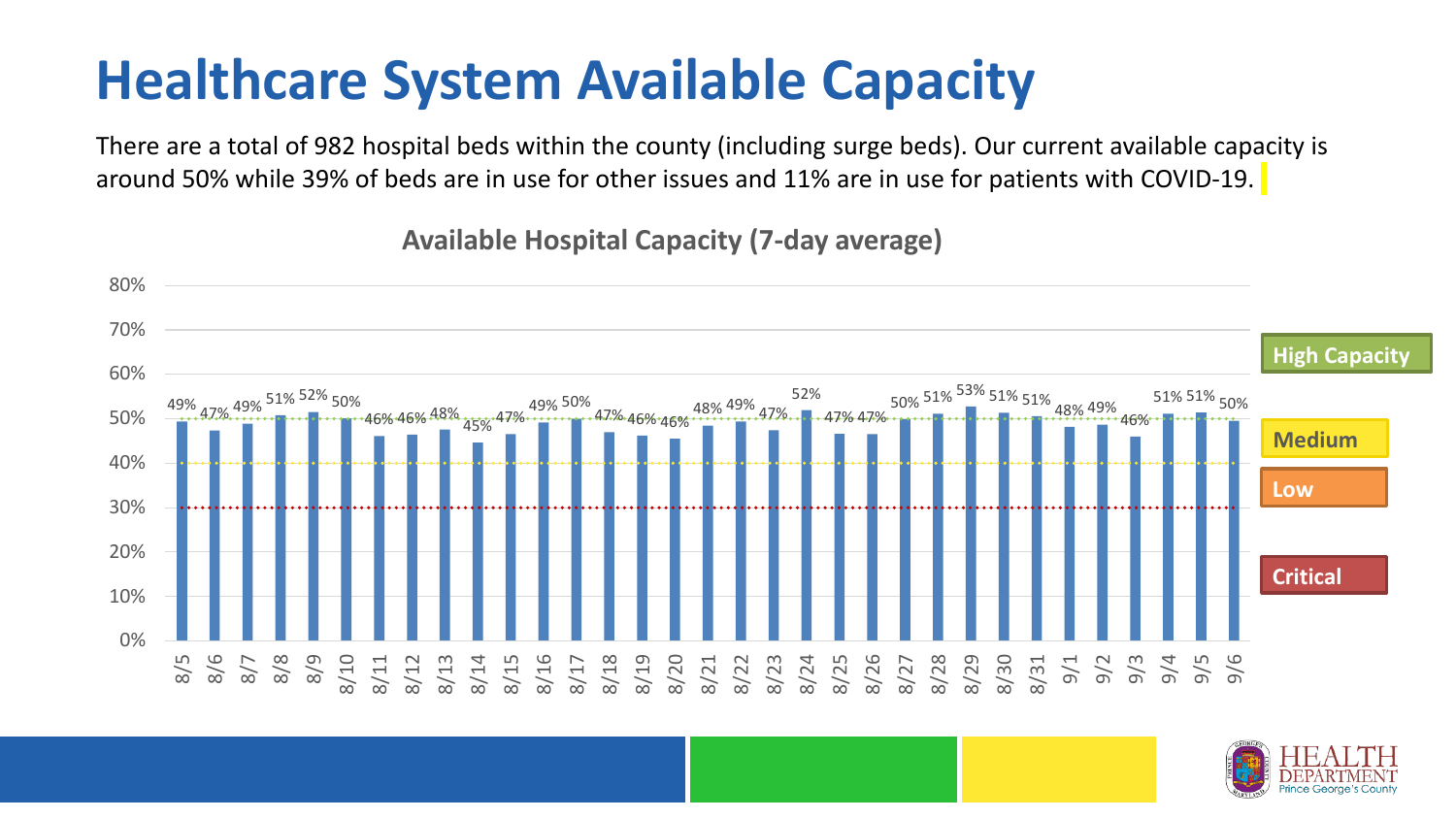# Healthcare System Available Capacity

There are a total of 982 hospital beds within the county (including surge beds). Our current available capacity is around 50% while 39% of beds are in use for other issues and 11% are in use for patients with COVID-19.

**Available Hospital Capacity (7-day average)**

80%
70%
60%
50%
40%
30%
20%
10%
0%

49% 47% 49% 51% 52% 50% 46% 46% 48% 45% 47% 49% 50% 47% 46% 46% 48% 49% 47% 52% 47% 47% 50% 51% 53% 51% 51% 48% 49% 46% 51% 51% 50%

8/5 8/6 8/7 8/8 8/9 8/10 8/11 8/12 8/13 8/14 8/15 8/16 8/17 8/18 8/19 8/20 8/21 8/22 8/23 8/24 8/25 8/26 8/27 8/28 8/29 8/30 8/31 9/1 9/2 9/3 9/4 9/5 9/6

High Capacity

Medium

Low

Critical